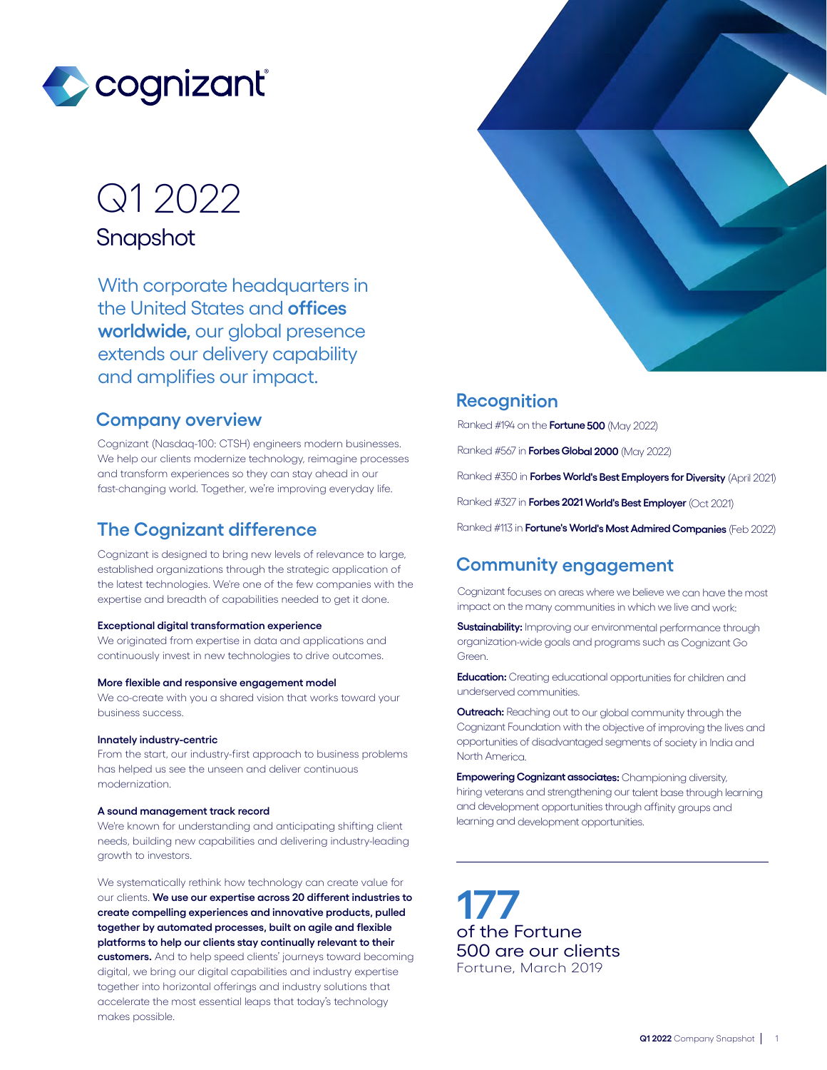cognizant

# Q1 2022

## Snapshot

With corporate headquarters in the United States and **offices worldwide,** our global presence extends our delivery capability and amplifies our impact.

## Company overview

Cognizant (Nasdaq-100: CTSH) engineers modern businesses. We help our clients modernize technology, reimagine processes and transform experiences so they can stay ahead in our fast-changing world. Together, we're improving everyday life.

## The Cognizant difference

Cognizant is designed to bring new levels of relevance to large, established organizations through the strategic application of the latest technologies. We're one of the few companies with the expertise and breadth of capabilities needed to get it done.

**Exceptional digital transformation experience**
We originated from expertise in data and applications and continuously invest in new technologies to drive outcomes.

**More flexible and responsive engagement model**
We co-create with you a shared vision that works toward your business success.

**Innately industry-centric**
From the start, our industry-first approach to business problems has helped us see the unseen and deliver continuous modernization.

**A sound management track record**
We're known for understanding and anticipating shifting client needs, building new capabilities and delivering industry-leading growth to investors.

We systematically rethink how technology can create value for our clients. **We use our expertise across 20 different industries to create compelling experiences and innovative products, pulled together by automated processes, built on agile and flexible platforms to help our clients stay continually relevant to their customers.** And to help speed clients' journeys toward becoming digital, we bring our digital capabilities and industry expertise together into horizontal offerings and industry solutions that accelerate the most essential leaps that today's technology makes possible.

## Recognition

Ranked #194 on the **Fortune 500** (May 2022)

Ranked #567 in **Forbes Global 2000** (May 2022)

Ranked #350 in **Forbes World's Best Employers for Diversity** (April 2021)

Ranked #327 in **Forbes 2021 World's Best Employer** (Oct 2021)

Ranked #113 in **Fortune's World's Most Admired Companies** (Feb 2022)

## Community engagement

Cognizant focuses on areas where we believe we can have the most impact on the many communities in which we live and work:

**Sustainability:** Improving our environmental performance through organization-wide goals and programs such as Cognizant Go Green.

**Education:** Creating educational opportunities for children and underserved communities.

**Outreach:** Reaching out to our global community through the Cognizant Foundation with the objective of improving the lives and opportunities of disadvantaged segments of society in India and North America.

**Empowering Cognizant associates:** Championing diversity, hiring veterans and strengthening our talent base through learning and development opportunities through affinity groups and learning and development opportunities.

---

**177**
of the Fortune 500 are our clients
Fortune, March 2019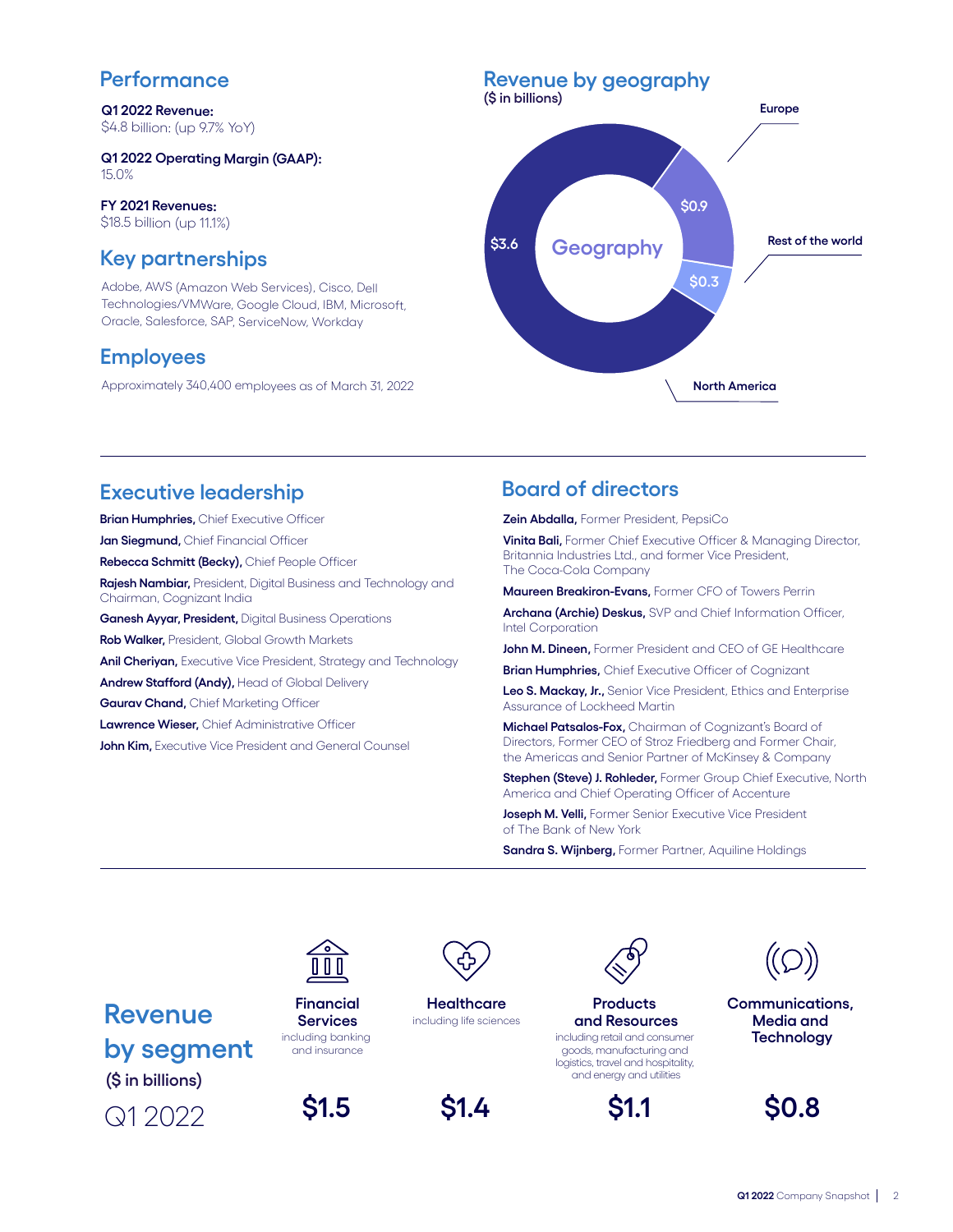## Performance

**Q1 2022 Revenue:**
$4.8 billion: (up 9.7% YoY)

**Q1 2022 Operating Margin (GAAP):**
15.0%

**FY 2021 Revenues:**
$18.5 billion (up 11.1%)

## Key partnerships

Adobe, AWS (Amazon Web Services), Cisco, Dell Technologies/VMWare, Google Cloud, IBM, Microsoft, Oracle, Salesforce, SAP, ServiceNow, Workday

## Employees

Approximately 340,400 employees as of March 31, 2022

## Revenue by geography

**($ in billions)**

Geography

Europe
$0.9

Rest of the world
$0.3

North America
$3.6

## Executive leadership

**Brian Humphries,** Chief Executive Officer

**Jan Siegmund,** Chief Financial Officer

**Rebecca Schmitt (Becky),** Chief People Officer

**Rajesh Nambiar,** President, Digital Business and Technology and Chairman, Cognizant India

**Ganesh Ayyar, President,** Digital Business Operations

**Rob Walker,** President, Global Growth Markets

**Anil Cheriyan,** Executive Vice President, Strategy and Technology

**Andrew Stafford (Andy),** Head of Global Delivery

**Gaurav Chand,** Chief Marketing Officer

**Lawrence Wieser,** Chief Administrative Officer

**John Kim,** Executive Vice President and General Counsel

## Board of directors

**Zein Abdalla,** Former President, PepsiCo

**Vinita Bali,** Former Chief Executive Officer & Managing Director, Britannia Industries Ltd., and former Vice President, The Coca-Cola Company

**Maureen Breakiron-Evans,** Former CFO of Towers Perrin

**Archana (Archie) Deskus,** SVP and Chief Information Officer, Intel Corporation

**John M. Dineen,** Former President and CEO of GE Healthcare

**Brian Humphries,** Chief Executive Officer of Cognizant

**Leo S. Mackay, Jr.,** Senior Vice President, Ethics and Enterprise Assurance of Lockheed Martin

**Michael Patsalos-Fox,** Chairman of Cognizant's Board of Directors, Former CEO of Stroz Friedberg and Former Chair, the Americas and Senior Partner of McKinsey & Company

**Stephen (Steve) J. Rohleder,** Former Group Chief Executive, North America and Chief Operating Officer of Accenture

**Joseph M. Velli,** Former Senior Executive Vice President of The Bank of New York

**Sandra S. Wijnberg,** Former Partner, Aquiline Holdings

## Revenue by segment

**($ in billions)**

Q1 2022

**Financial Services**
including banking and insurance
**$1.5**

**Healthcare**
including life sciences
**$1.4**

**Products and Resources**
including retail and consumer goods, manufacturing and logistics, travel and hospitality, and energy and utilities
**$1.1**

**Communications, Media and Technology**
**$0.8**